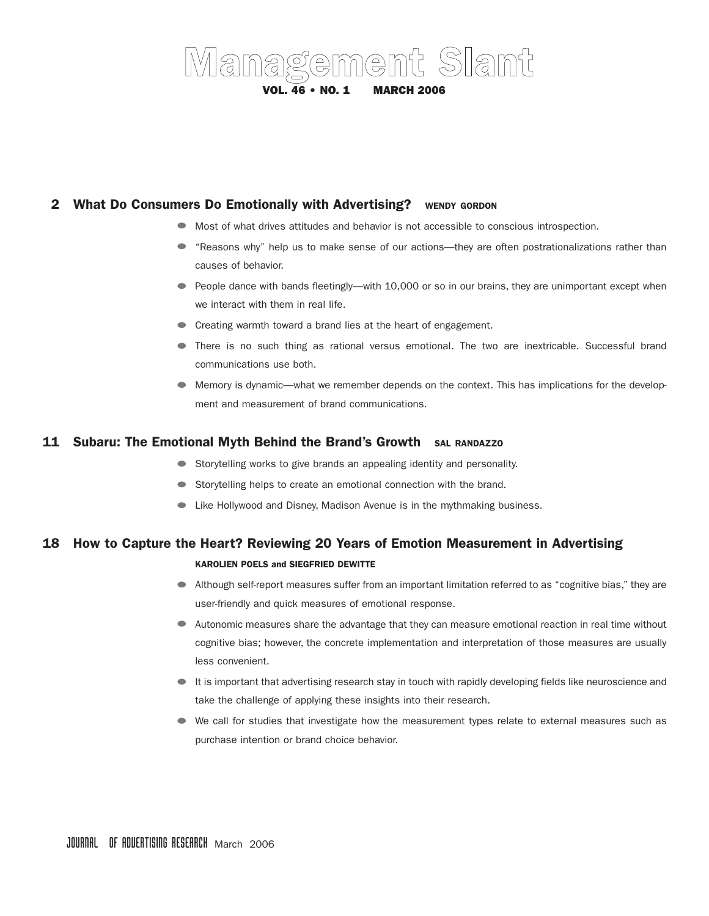# Management Slant

**VOL. 46 • NO. 1 MARCH 2006**

## 2 What Do Consumers Do Emotionally with Advertising? WENDY GORDON

- Most of what drives attitudes and behavior is not accessible to conscious introspection.
- "Reasons why" help us to make sense of our actions—they are often postrationalizations rather than causes of behavior.
- People dance with bands fleetingly—with 10,000 or so in our brains, they are unimportant except when we interact with them in real life.
- Creating warmth toward a brand lies at the heart of engagement.
- There is no such thing as rational versus emotional. The two are inextricable. Successful brand communications use both.
- Memory is dynamic—what we remember depends on the context. This has implications for the development and measurement of brand communications.

## 11 Subaru: The Emotional Myth Behind the Brand's Growth SAL RANDAZZO

- Storytelling works to give brands an appealing identity and personality.
- Storytelling helps to create an emotional connection with the brand.
- Like Hollywood and Disney, Madison Avenue is in the mythmaking business.

## 18 How to Capture the Heart? Reviewing 20 Years of Emotion Measurement in Advertising

**KAROLIEN POELS and SIEGFRIED DEWITTE**

- Although self-report measures suffer from an important limitation referred to as "cognitive bias," they are user-friendly and quick measures of emotional response.
- Autonomic measures share the advantage that they can measure emotional reaction in real time without cognitive bias; however, the concrete implementation and interpretation of those measures are usually less convenient.
- It is important that advertising research stay in touch with rapidly developing fields like neuroscience and take the challenge of applying these insights into their research.
- We call for studies that investigate how the measurement types relate to external measures such as purchase intention or brand choice behavior.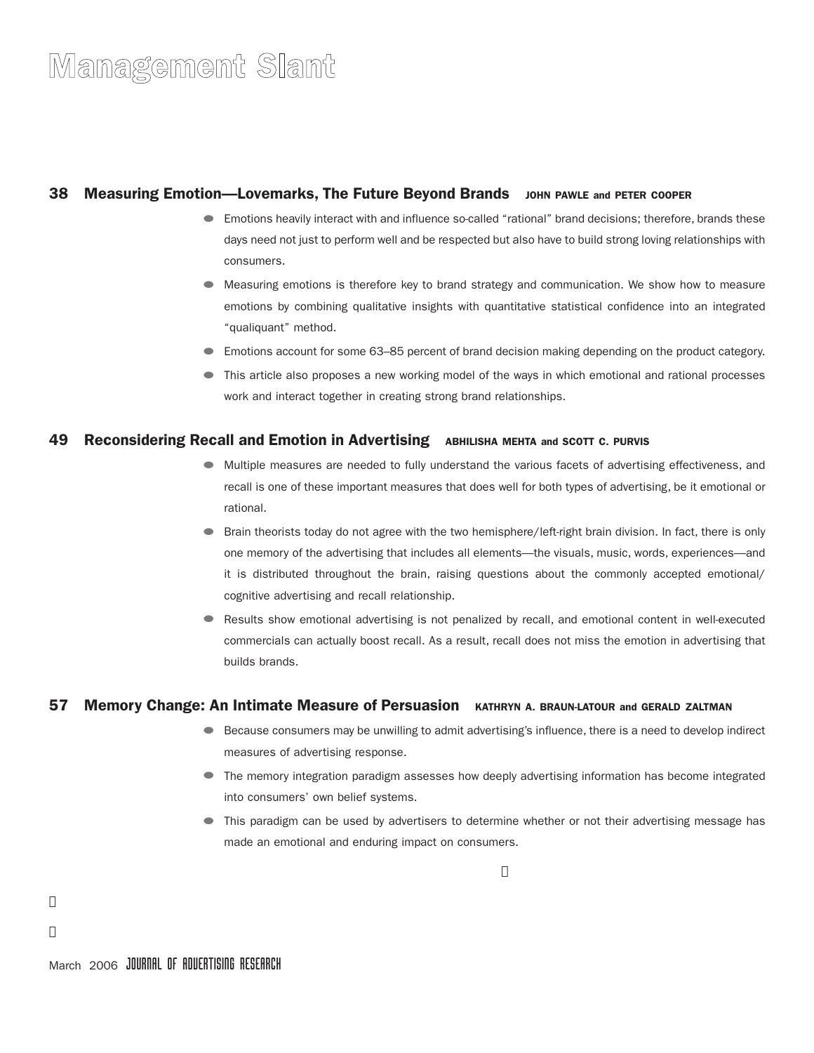# Management Slant

## 38 Measuring Emotion—Lovemarks, The Future Beyond Brands

**JOHN PAWLE and PETER COOPER**

- Emotions heavily interact with and influence so-called "rational" brand decisions; therefore, brands these days need not just to perform well and be respected but also have to build strong loving relationships with consumers.
- Measuring emotions is therefore key to brand strategy and communication. We show how to measure emotions by combining qualitative insights with quantitative statistical confidence into an integrated "qualiquant" method.
- Emotions account for some 63–85 percent of brand decision making depending on the product category.
- This article also proposes a new working model of the ways in which emotional and rational processes work and interact together in creating strong brand relationships.

## 49 Reconsidering Recall and Emotion in Advertising

**ABHILISHA MEHTA and SCOTT C. PURVIS**

- Multiple measures are needed to fully understand the various facets of advertising effectiveness, and recall is one of these important measures that does well for both types of advertising, be it emotional or rational.
- Brain theorists today do not agree with the two hemisphere/left-right brain division. In fact, there is only one memory of the advertising that includes all elements—the visuals, music, words, experiences—and it is distributed throughout the brain, raising questions about the commonly accepted emotional/cognitive advertising and recall relationship.
- Results show emotional advertising is not penalized by recall, and emotional content in well-executed commercials can actually boost recall. As a result, recall does not miss the emotion in advertising that builds brands.

## 57 Memory Change: An Intimate Measure of Persuasion

**KATHRYN A. BRAUN-LATOUR and GERALD ZALTMAN**

- Because consumers may be unwilling to admit advertising's influence, there is a need to develop indirect measures of advertising response.
- The memory integration paradigm assesses how deeply advertising information has become integrated into consumers' own belief systems.
- This paradigm can be used by advertisers to determine whether or not their advertising message has made an emotional and enduring impact on consumers.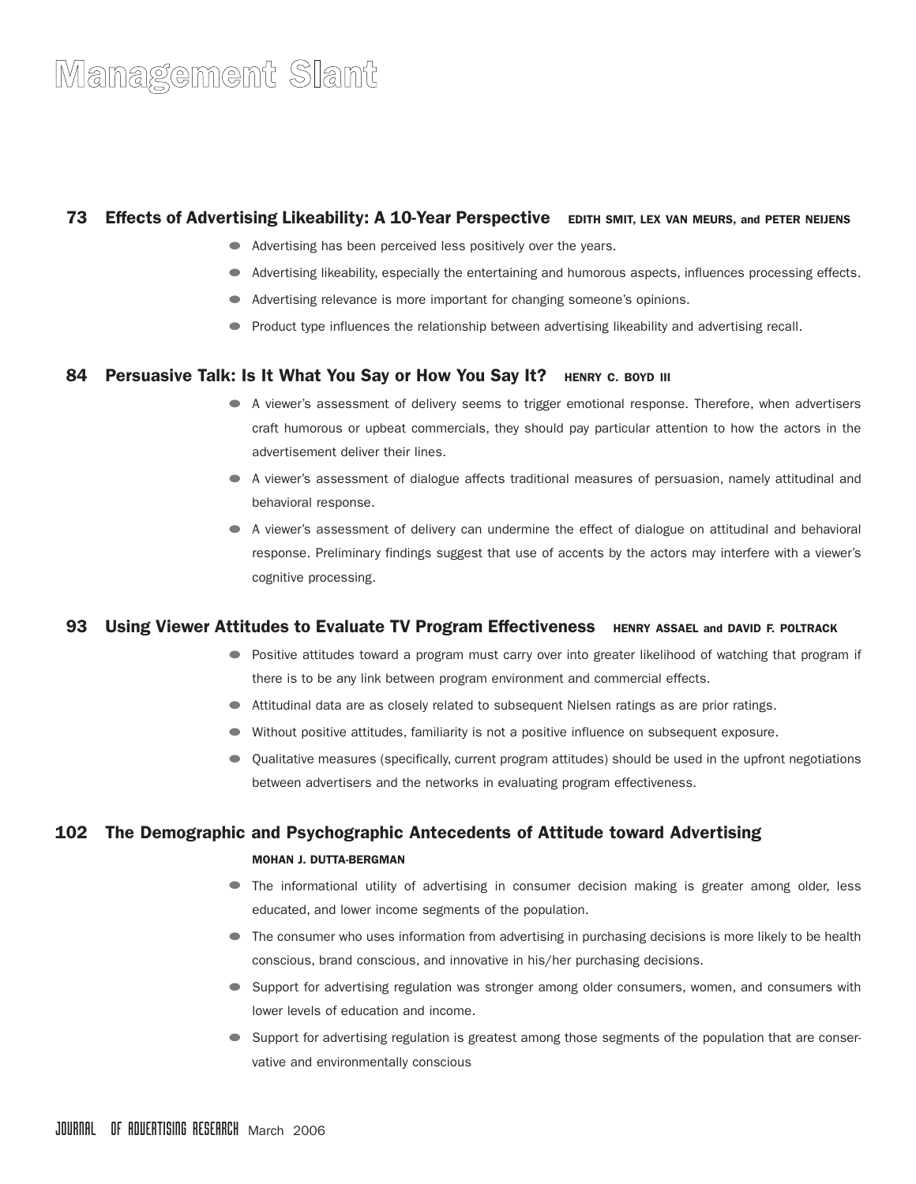# Management Slant

## 73 Effects of Advertising Likeability: A 10-Year Perspective

**EDITH SMIT, LEX VAN MEURS, and PETER NEIJENS**

- Advertising has been perceived less positively over the years.
- Advertising likeability, especially the entertaining and humorous aspects, influences processing effects.
- Advertising relevance is more important for changing someone's opinions.
- Product type influences the relationship between advertising likeability and advertising recall.

## 84 Persuasive Talk: Is It What You Say or How You Say It?

**HENRY C. BOYD III**

- A viewer's assessment of delivery seems to trigger emotional response. Therefore, when advertisers craft humorous or upbeat commercials, they should pay particular attention to how the actors in the advertisement deliver their lines.
- A viewer's assessment of dialogue affects traditional measures of persuasion, namely attitudinal and behavioral response.
- A viewer's assessment of delivery can undermine the effect of dialogue on attitudinal and behavioral response. Preliminary findings suggest that use of accents by the actors may interfere with a viewer's cognitive processing.

## 93 Using Viewer Attitudes to Evaluate TV Program Effectiveness

**HENRY ASSAEL and DAVID F. POLTRACK**

- Positive attitudes toward a program must carry over into greater likelihood of watching that program if there is to be any link between program environment and commercial effects.
- Attitudinal data are as closely related to subsequent Nielsen ratings as are prior ratings.
- Without positive attitudes, familiarity is not a positive influence on subsequent exposure.
- Qualitative measures (specifically, current program attitudes) should be used in the upfront negotiations between advertisers and the networks in evaluating program effectiveness.

## 102 The Demographic and Psychographic Antecedents of Attitude toward Advertising

**MOHAN J. DUTTA-BERGMAN**

- The informational utility of advertising in consumer decision making is greater among older, less educated, and lower income segments of the population.
- The consumer who uses information from advertising in purchasing decisions is more likely to be health conscious, brand conscious, and innovative in his/her purchasing decisions.
- Support for advertising regulation was stronger among older consumers, women, and consumers with lower levels of education and income.
- Support for advertising regulation is greatest among those segments of the population that are conservative and environmentally conscious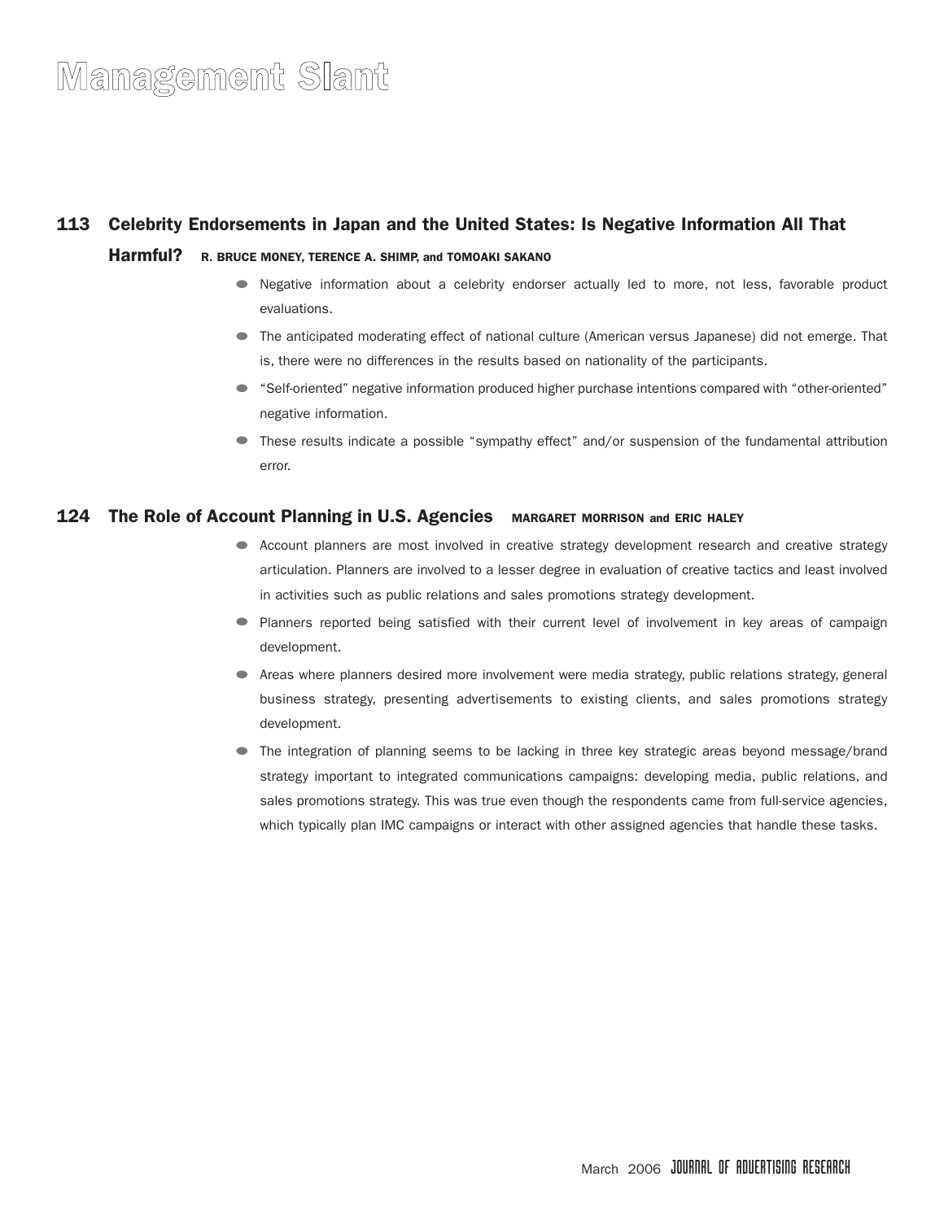# Management Slant

## 113 Celebrity Endorsements in Japan and the United States: Is Negative Information All That Harmful?

**R. BRUCE MONEY, TERENCE A. SHIMP, and TOMOAKI SAKANO**

- Negative information about a celebrity endorser actually led to more, not less, favorable product evaluations.
- The anticipated moderating effect of national culture (American versus Japanese) did not emerge. That is, there were no differences in the results based on nationality of the participants.
- "Self-oriented" negative information produced higher purchase intentions compared with "other-oriented" negative information.
- These results indicate a possible "sympathy effect" and/or suspension of the fundamental attribution error.

## 124 The Role of Account Planning in U.S. Agencies

**MARGARET MORRISON and ERIC HALEY**

- Account planners are most involved in creative strategy development research and creative strategy articulation. Planners are involved to a lesser degree in evaluation of creative tactics and least involved in activities such as public relations and sales promotions strategy development.
- Planners reported being satisfied with their current level of involvement in key areas of campaign development.
- Areas where planners desired more involvement were media strategy, public relations strategy, general business strategy, presenting advertisements to existing clients, and sales promotions strategy development.
- The integration of planning seems to be lacking in three key strategic areas beyond message/brand strategy important to integrated communications campaigns: developing media, public relations, and sales promotions strategy. This was true even though the respondents came from full-service agencies, which typically plan IMC campaigns or interact with other assigned agencies that handle these tasks.